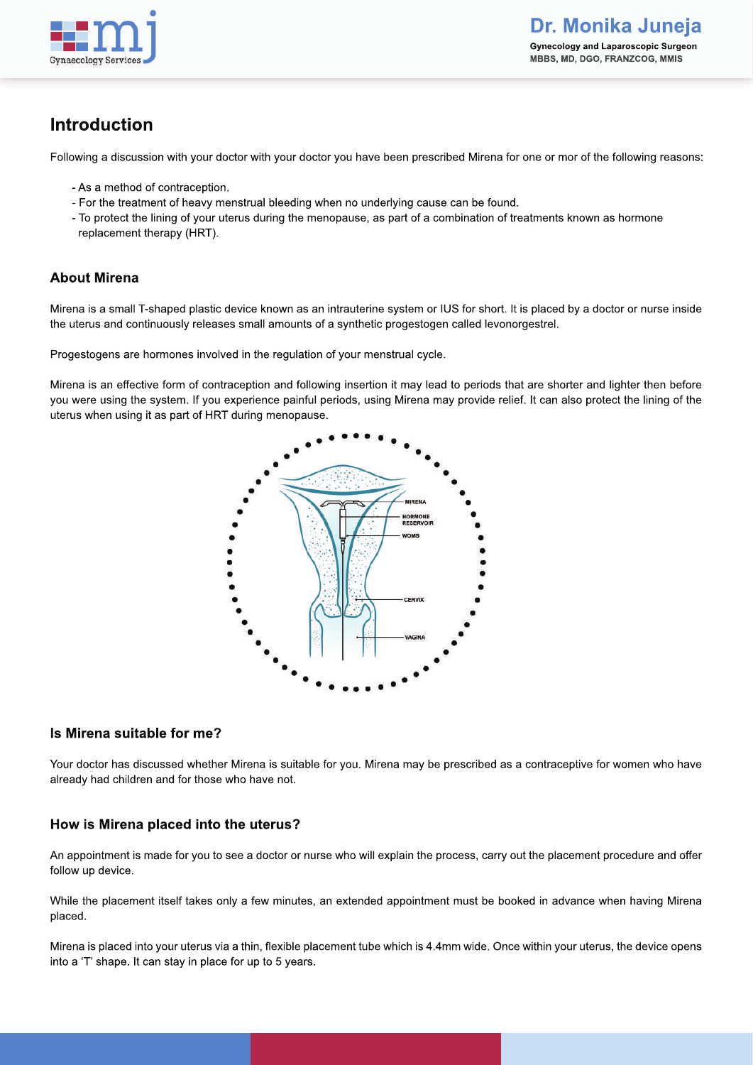## Introduction

Following a discussion with your doctor with your doctor you have been prescribed Mirena for one or mor of the following reasons:

- As a method of contraception.
- For the treatment of heavy menstrual bleeding when no underlying cause can be found.
- To protect the lining of your uterus during the menopause, as part of a combination of treatments known as hormone replacement therapy (HRT).

### About Mirena

Mirena is a small T-shaped plastic device known as an intrauterine system or IUS for short. It is placed by a doctor or nurse inside the uterus and continuously releases small amounts of a synthetic progestogen called levonorgestrel.

Progestogens are hormones involved in the regulation of your menstrual cycle.

Mirena is an effective form of contraception and following insertion it may lead to periods that are shorter and lighter then before you were using the system. If you experience painful periods, using Mirena may provide relief. It can also protect the lining of the uterus when using it as part of HRT during menopause.

### Is Mirena suitable for me?

Your doctor has discussed whether Mirena is suitable for you. Mirena may be prescribed as a contraceptive for women who have already had children and for those who have not.

### How is Mirena placed into the uterus?

An appointment is made for you to see a doctor or nurse who will explain the process, carry out the placement procedure and offer follow up device.

While the placement itself takes only a few minutes, an extended appointment must be booked in advance when having Mirena placed.

Mirena is placed into your uterus via a thin, flexible placement tube which is 4.4mm wide. Once within your uterus, the device opens into a 'T' shape. It can stay in place for up to 5 years.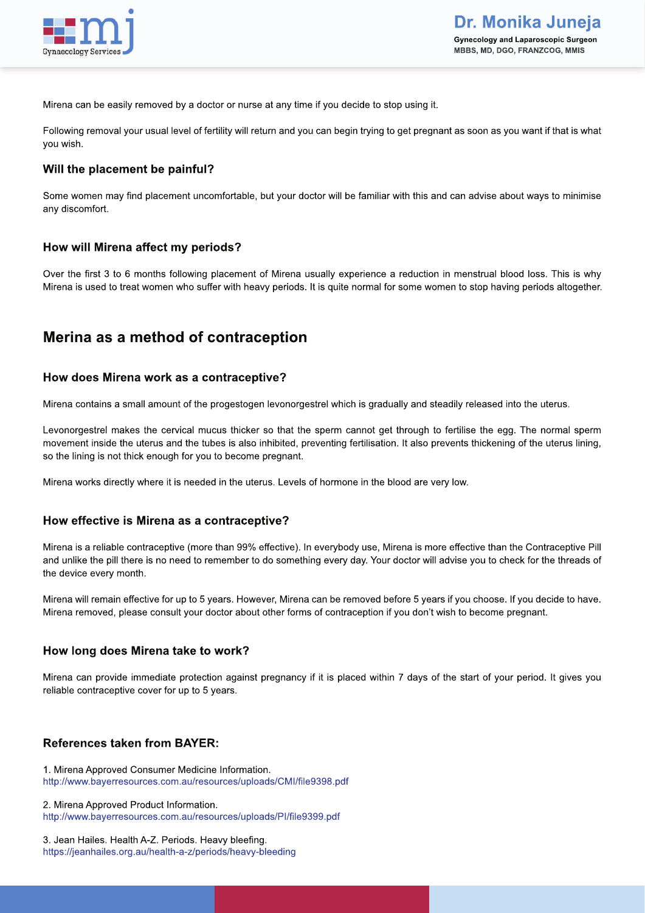Mirena can be easily removed by a doctor or nurse at any time if you decide to stop using it.

Following removal your usual level of fertility will return and you can begin trying to get pregnant as soon as you want if that is what you wish.

### Will the placement be painful?

Some women may find placement uncomfortable, but your doctor will be familiar with this and can advise about ways to minimise any discomfort.

### How will Mirena affect my periods?

Over the first 3 to 6 months following placement of Mirena usually experience a reduction in menstrual blood loss. This is why Mirena is used to treat women who suffer with heavy periods. It is quite normal for some women to stop having periods altogether.

## Merina as a method of contraception

### How does Mirena work as a contraceptive?

Mirena contains a small amount of the progestogen levonorgestrel which is gradually and steadily released into the uterus.

Levonorgestrel makes the cervical mucus thicker so that the sperm cannot get through to fertilise the egg. The normal sperm movement inside the uterus and the tubes is also inhibited, preventing fertilisation. It also prevents thickening of the uterus lining, so the lining is not thick enough for you to become pregnant.

Mirena works directly where it is needed in the uterus. Levels of hormone in the blood are very low.

### How effective is Mirena as a contraceptive?

Mirena is a reliable contraceptive (more than 99% effective). In everybody use, Mirena is more effective than the Contraceptive Pill and unlike the pill there is no need to remember to do something every day. Your doctor will advise you to check for the threads of the device every month.

Mirena will remain effective for up to 5 years. However, Mirena can be removed before 5 years if you choose. If you decide to have. Mirena removed, please consult your doctor about other forms of contraception if you don't wish to become pregnant.

### How long does Mirena take to work?

Mirena can provide immediate protection against pregnancy if it is placed within 7 days of the start of your period. It gives you reliable contraceptive cover for up to 5 years.

### References taken from BAYER:

1. Mirena Approved Consumer Medicine Information.
http://www.bayerresources.com.au/resources/uploads/CMI/file9398.pdf

2. Mirena Approved Product Information.
http://www.bayerresources.com.au/resources/uploads/PI/file9399.pdf

3. Jean Hailes. Health A-Z. Periods. Heavy bleefing.
https://jeanhailes.org.au/health-a-z/periods/heavy-bleeding